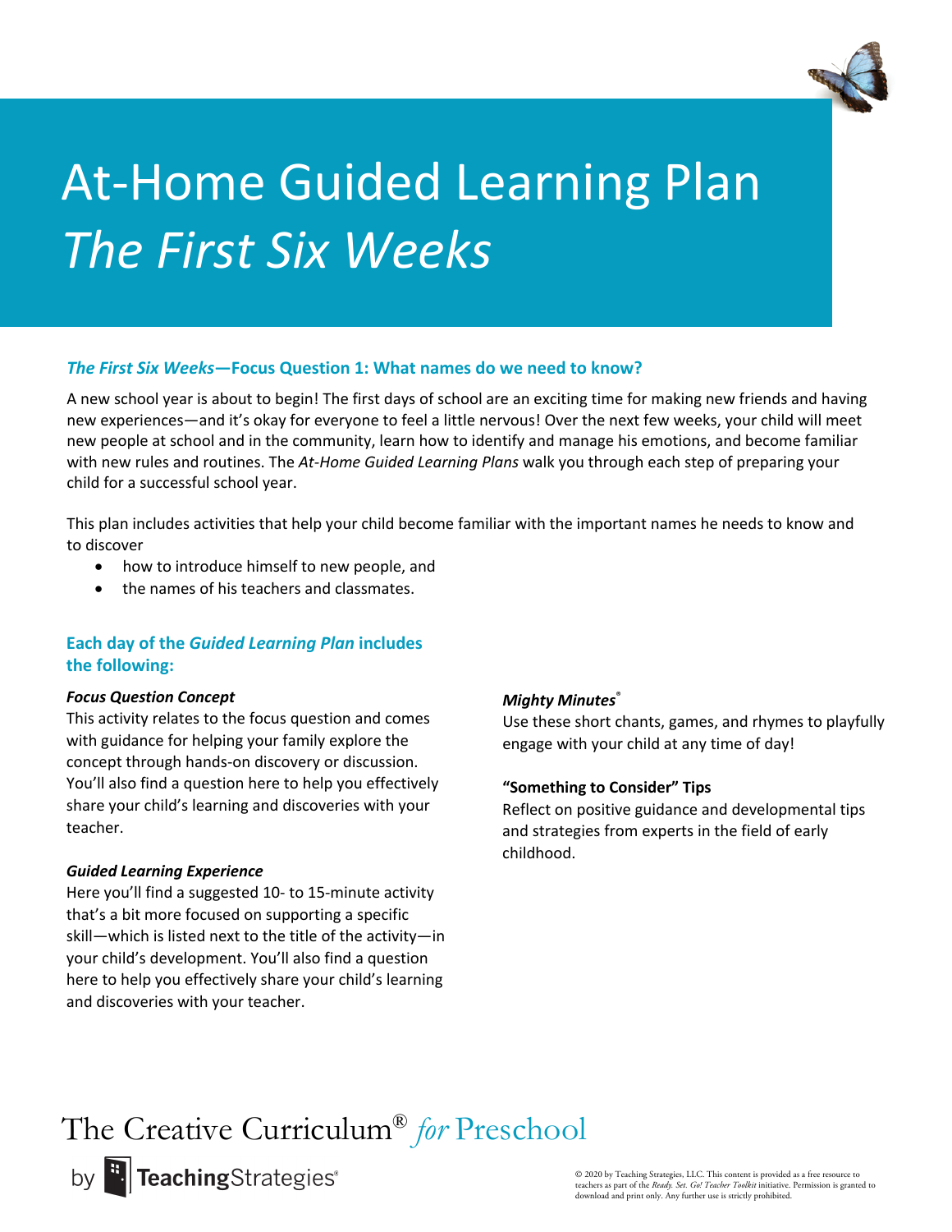# At-Home Guided Learning Plan *The First Six Weeks*

### *The First Six Weeks*—Focus Question 1: What names do we need to know?

A new school year is about to begin! The first days of school are an exciting time for making new friends and having new experiences—and it's okay for everyone to feel a little nervous! Over the next few weeks, your child will meet new people at school and in the community, learn how to identify and manage his emotions, and become familiar with new rules and routines. The *At-Home Guided Learning Plans* walk you through each step of preparing your child for a successful school year.

This plan includes activities that help your child become familiar with the important names he needs to know and to discover

- how to introduce himself to new people, and
- the names of his teachers and classmates.

### Each day of the *Guided Learning Plan* includes the following:

***Focus Question Concept***
This activity relates to the focus question and comes with guidance for helping your family explore the concept through hands-on discovery or discussion. You'll also find a question here to help you effectively share your child's learning and discoveries with your teacher.

***Guided Learning Experience***
Here you'll find a suggested 10- to 15-minute activity that's a bit more focused on supporting a specific skill—which is listed next to the title of the activity—in your child's development. You'll also find a question here to help you effectively share your child's learning and discoveries with your teacher.

***Mighty Minutes®***
Use these short chants, games, and rhymes to playfully engage with your child at any time of day!

**"Something to Consider" Tips**
Reflect on positive guidance and developmental tips and strategies from experts in the field of early childhood.

The Creative Curriculum® *for* Preschool

by TeachingStrategies®

© 2020 by Teaching Strategies, LLC. This content is provided as a free resource to teachers as part of the *Ready. Set. Go! Teacher Toolkit* initiative. Permission is granted to download and print only. Any further use is strictly prohibited.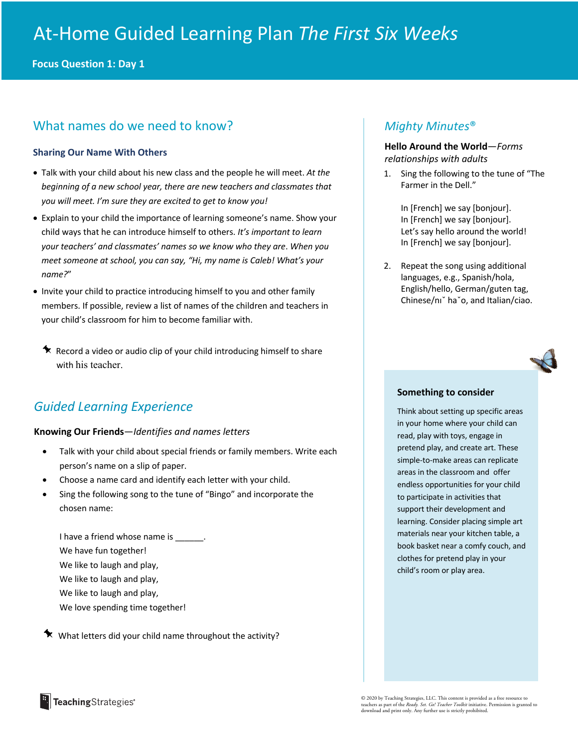# At-Home Guided Learning Plan *The First Six Weeks*

**Focus Question 1: Day 1**

## What names do we need to know?

### Sharing Our Name With Others

- Talk with your child about his new class and the people he will meet. *At the beginning of a new school year, there are new teachers and classmates that you will meet. I'm sure they are excited to get to know you!*
- Explain to your child the importance of learning someone's name. Show your child ways that he can introduce himself to others. *It's important to learn your teachers' and classmates' names so we know who they are. When you meet someone at school, you can say, "Hi, my name is Caleb! What's your name?"*
- Invite your child to practice introducing himself to you and other family members. If possible, review a list of names of the children and teachers in your child's classroom for him to become familiar with.

★ Record a video or audio clip of your child introducing himself to share with his teacher.

## *Guided Learning Experience*

**Knowing Our Friends**—*Identifies and names letters*

- Talk with your child about special friends or family members. Write each person's name on a slip of paper.
- Choose a name card and identify each letter with your child.
- Sing the following song to the tune of "Bingo" and incorporate the chosen name:

I have a friend whose name is ______.
We have fun together!
We like to laugh and play,
We like to laugh and play,
We like to laugh and play,
We love spending time together!

★ What letters did your child name throughout the activity?

## *Mighty Minutes®*

**Hello Around the World**—*Forms relationships with adults*

1. Sing the following to the tune of "The Farmer in the Dell."

   In [French] we say [bonjour].
   In [French] we say [bonjour].
   Let's say hello around the world!
   In [French] we say [bonjour].

2. Repeat the song using additional languages, e.g., Spanish/hola, English/hello, German/guten tag, Chinese/nǐ hǎo, and Italian/ciao.

### Something to consider

Think about setting up specific areas in your home where your child can read, play with toys, engage in pretend play, and create art. These simple-to-make areas can replicate areas in the classroom and offer endless opportunities for your child to participate in activities that support their development and learning. Consider placing simple art materials near your kitchen table, a book basket near a comfy couch, and clothes for pretend play in your child's room or play area.

TeachingStrategies®

© 2020 by Teaching Strategies, LLC. This content is provided as a free resource to teachers as part of the *Ready. Set. Go! Teacher Toolkit* initiative. Permission is granted to download and print only. Any further use is strictly prohibited.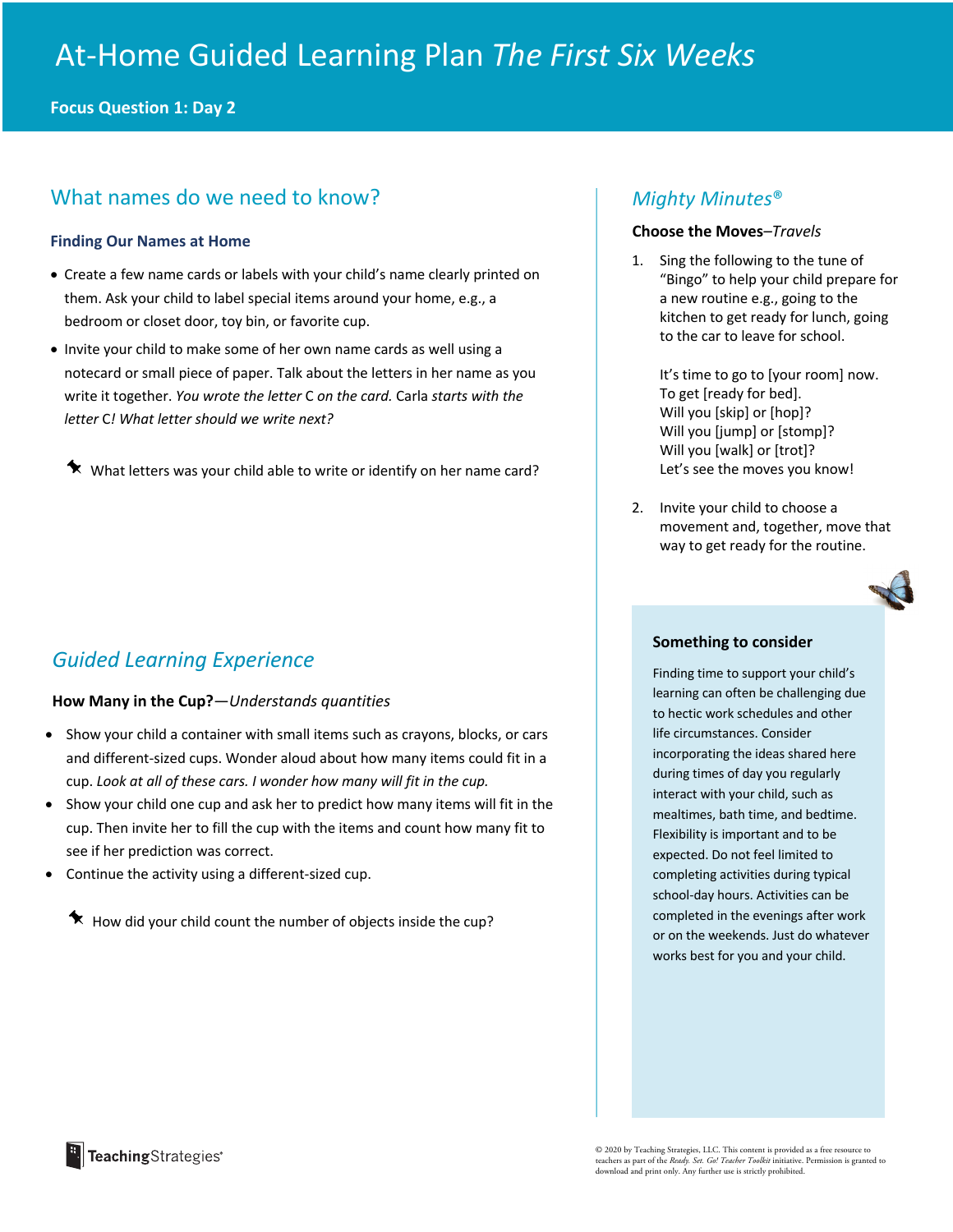# At-Home Guided Learning Plan *The First Six Weeks*

**Focus Question 1: Day 2**

## What names do we need to know?

### Finding Our Names at Home

- Create a few name cards or labels with your child's name clearly printed on them. Ask your child to label special items around your home, e.g., a bedroom or closet door, toy bin, or favorite cup.
- Invite your child to make some of her own name cards as well using a notecard or small piece of paper. Talk about the letters in her name as you write it together. *You wrote the letter* C *on the card.* Carla *starts with the letter* C*! What letter should we write next?*

What letters was your child able to write or identify on her name card?

## *Guided Learning Experience*

**How Many in the Cup?**—*Understands quantities*

- Show your child a container with small items such as crayons, blocks, or cars and different-sized cups. Wonder aloud about how many items could fit in a cup. *Look at all of these cars. I wonder how many will fit in the cup.*
- Show your child one cup and ask her to predict how many items will fit in the cup. Then invite her to fill the cup with the items and count how many fit to see if her prediction was correct.
- Continue the activity using a different-sized cup.

How did your child count the number of objects inside the cup?

## *Mighty Minutes®*

**Choose the Moves**–*Travels*

1. Sing the following to the tune of "Bingo" to help your child prepare for a new routine e.g., going to the kitchen to get ready for lunch, going to the car to leave for school.

   It's time to go to [your room] now.
   To get [ready for bed].
   Will you [skip] or [hop]?
   Will you [jump] or [stomp]?
   Will you [walk] or [trot]?
   Let's see the moves you know!

2. Invite your child to choose a movement and, together, move that way to get ready for the routine.

### Something to consider

Finding time to support your child's learning can often be challenging due to hectic work schedules and other life circumstances. Consider incorporating the ideas shared here during times of day you regularly interact with your child, such as mealtimes, bath time, and bedtime. Flexibility is important and to be expected. Do not feel limited to completing activities during typical school-day hours. Activities can be completed in the evenings after work or on the weekends. Just do whatever works best for you and your child.

TeachingStrategies®

© 2020 by Teaching Strategies, LLC. This content is provided as a free resource to teachers as part of the *Ready. Set. Go! Teacher Toolkit* initiative. Permission is granted to download and print only. Any further use is strictly prohibited.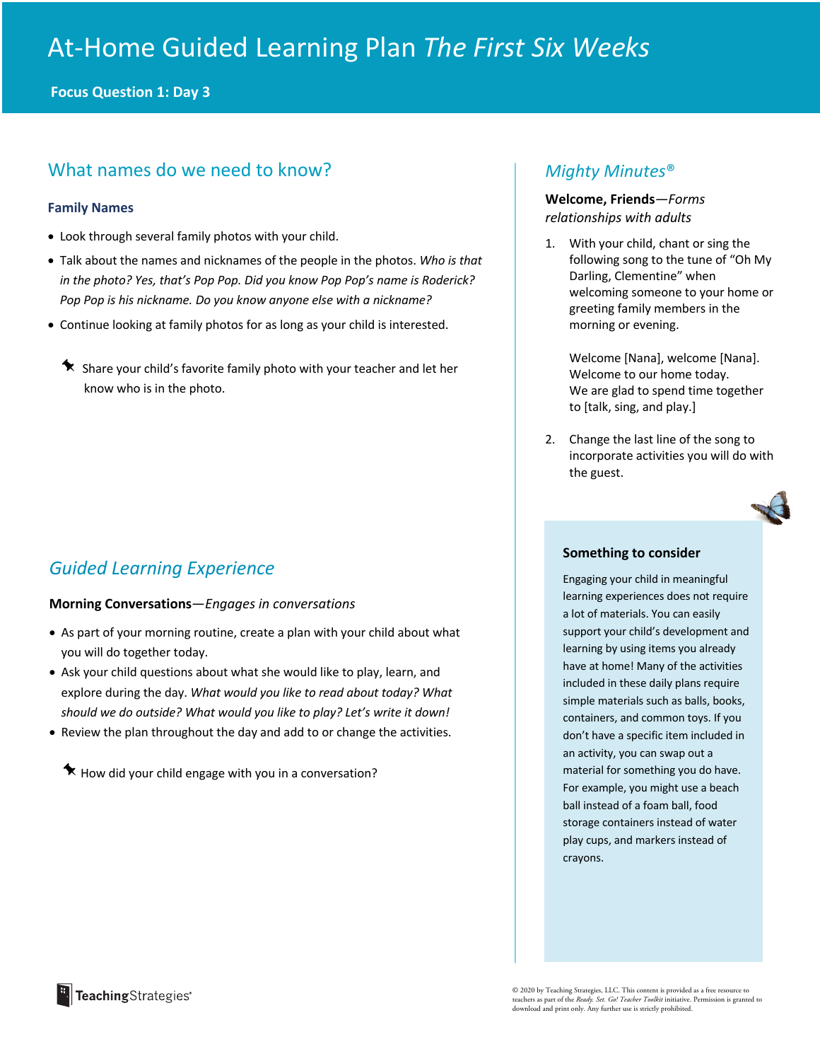# At-Home Guided Learning Plan *The First Six Weeks*

**Focus Question 1: Day 3**

## What names do we need to know?

### Family Names

- Look through several family photos with your child.
- Talk about the names and nicknames of the people in the photos. *Who is that in the photo? Yes, that's Pop Pop. Did you know Pop Pop's name is Roderick? Pop Pop is his nickname. Do you know anyone else with a nickname?*
- Continue looking at family photos for as long as your child is interested.

📌 Share your child's favorite family photo with your teacher and let her know who is in the photo.

## *Guided Learning Experience*

**Morning Conversations**—*Engages in conversations*

- As part of your morning routine, create a plan with your child about what you will do together today.
- Ask your child questions about what she would like to play, learn, and explore during the day. *What would you like to read about today? What should we do outside? What would you like to play? Let's write it down!*
- Review the plan throughout the day and add to or change the activities.

📌 How did your child engage with you in a conversation?

## *Mighty Minutes®*

**Welcome, Friends**—*Forms relationships with adults*

1. With your child, chant or sing the following song to the tune of "Oh My Darling, Clementine" when welcoming someone to your home or greeting family members in the morning or evening.

   Welcome [Nana], welcome [Nana].
   Welcome to our home today.
   We are glad to spend time together
   to [talk, sing, and play.]

2. Change the last line of the song to incorporate activities you will do with the guest.

### Something to consider

Engaging your child in meaningful learning experiences does not require a lot of materials. You can easily support your child's development and learning by using items you already have at home! Many of the activities included in these daily plans require simple materials such as balls, books, containers, and common toys. If you don't have a specific item included in an activity, you can swap out a material for something you do have. For example, you might use a beach ball instead of a foam ball, food storage containers instead of water play cups, and markers instead of crayons.

© 2020 by Teaching Strategies, LLC. This content is provided as a free resource to teachers as part of the *Ready. Set. Go! Teacher Toolkit* initiative. Permission is granted to download and print only. Any further use is strictly prohibited.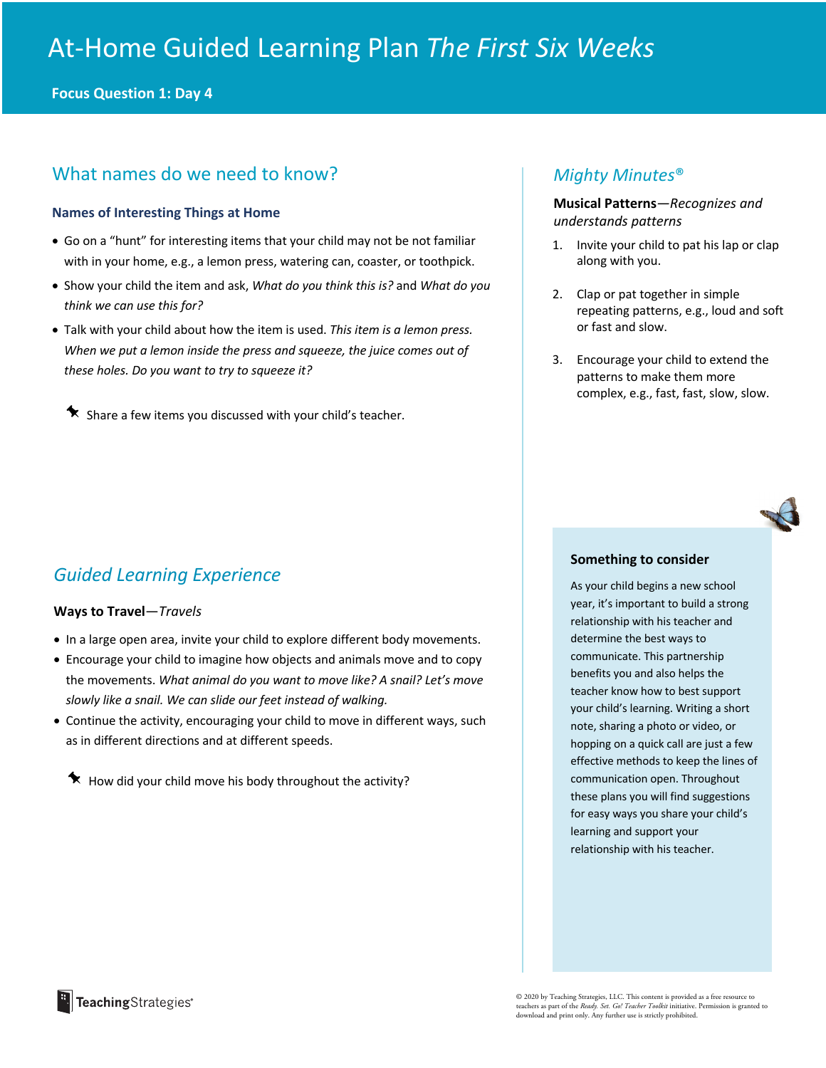# At-Home Guided Learning Plan *The First Six Weeks*

**Focus Question 1: Day 4**

## What names do we need to know?

### Names of Interesting Things at Home

- Go on a "hunt" for interesting items that your child may not be not familiar with in your home, e.g., a lemon press, watering can, coaster, or toothpick.
- Show your child the item and ask, *What do you think this is?* and *What do you think we can use this for?*
- Talk with your child about how the item is used. *This item is a lemon press. When we put a lemon inside the press and squeeze, the juice comes out of these holes. Do you want to try to squeeze it?*

Share a few items you discussed with your child's teacher.

## *Guided Learning Experience*

**Ways to Travel**—*Travels*

- In a large open area, invite your child to explore different body movements.
- Encourage your child to imagine how objects and animals move and to copy the movements. *What animal do you want to move like? A snail? Let's move slowly like a snail. We can slide our feet instead of walking.*
- Continue the activity, encouraging your child to move in different ways, such as in different directions and at different speeds.

How did your child move his body throughout the activity?

## *Mighty Minutes®*

**Musical Patterns**—*Recognizes and understands patterns*

1. Invite your child to pat his lap or clap along with you.
2. Clap or pat together in simple repeating patterns, e.g., loud and soft or fast and slow.
3. Encourage your child to extend the patterns to make them more complex, e.g., fast, fast, slow, slow.

### Something to consider

As your child begins a new school year, it's important to build a strong relationship with his teacher and determine the best ways to communicate. This partnership benefits you and also helps the teacher know how to best support your child's learning. Writing a short note, sharing a photo or video, or hopping on a quick call are just a few effective methods to keep the lines of communication open. Throughout these plans you will find suggestions for easy ways you share your child's learning and support your relationship with his teacher.

© 2020 by Teaching Strategies, LLC. This content is provided as a free resource to teachers as part of the *Ready. Set. Go! Teacher Toolkit* initiative. Permission is granted to download and print only. Any further use is strictly prohibited.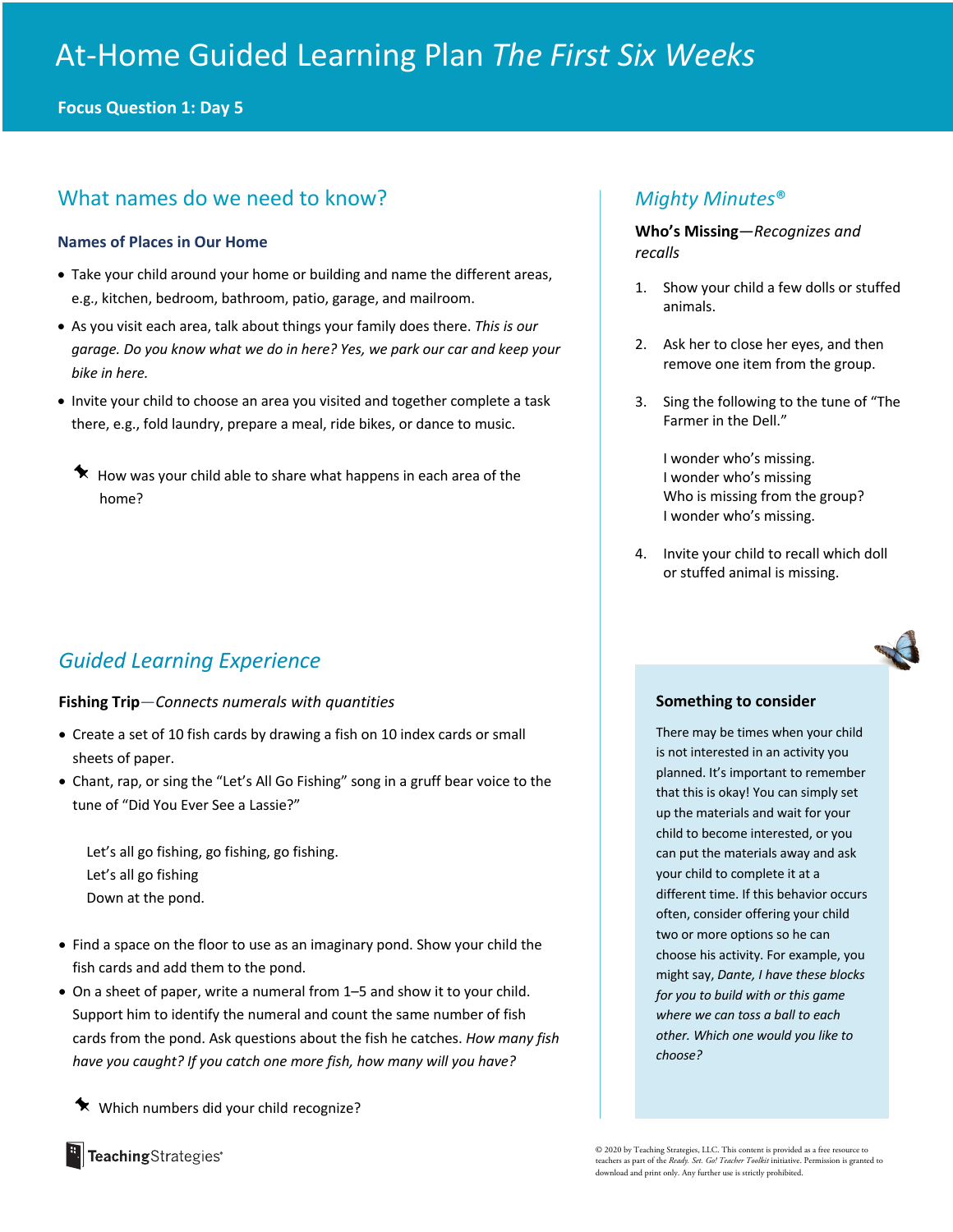# At-Home Guided Learning Plan *The First Six Weeks*

**Focus Question 1: Day 5**

## What names do we need to know?

### Names of Places in Our Home

- Take your child around your home or building and name the different areas, e.g., kitchen, bedroom, bathroom, patio, garage, and mailroom.
- As you visit each area, talk about things your family does there. *This is our garage. Do you know what we do in here? Yes, we park our car and keep your bike in here.*
- Invite your child to choose an area you visited and together complete a task there, e.g., fold laundry, prepare a meal, ride bikes, or dance to music.

How was your child able to share what happens in each area of the home?

## *Guided Learning Experience*

**Fishing Trip**—*Connects numerals with quantities*

- Create a set of 10 fish cards by drawing a fish on 10 index cards or small sheets of paper.
- Chant, rap, or sing the "Let's All Go Fishing" song in a gruff bear voice to the tune of "Did You Ever See a Lassie?"

  Let's all go fishing, go fishing, go fishing.
  Let's all go fishing
  Down at the pond.

- Find a space on the floor to use as an imaginary pond. Show your child the fish cards and add them to the pond.
- On a sheet of paper, write a numeral from 1–5 and show it to your child. Support him to identify the numeral and count the same number of fish cards from the pond. Ask questions about the fish he catches. *How many fish have you caught? If you catch one more fish, how many will you have?*

Which numbers did your child recognize?

## *Mighty Minutes®*

**Who's Missing**—*Recognizes and recalls*

1. Show your child a few dolls or stuffed animals.
2. Ask her to close her eyes, and then remove one item from the group.
3. Sing the following to the tune of "The Farmer in the Dell."

   I wonder who's missing.
   I wonder who's missing
   Who is missing from the group?
   I wonder who's missing.

4. Invite your child to recall which doll or stuffed animal is missing.

### Something to consider

There may be times when your child is not interested in an activity you planned. It's important to remember that this is okay! You can simply set up the materials and wait for your child to become interested, or you can put the materials away and ask your child to complete it at a different time. If this behavior occurs often, consider offering your child two or more options so he can choose his activity. For example, you might say, *Dante, I have these blocks for you to build with or this game where we can toss a ball to each other. Which one would you like to choose?*

TeachingStrategies®

© 2020 by Teaching Strategies, LLC. This content is provided as a free resource to teachers as part of the *Ready. Set. Go! Teacher Toolkit* initiative. Permission is granted to download and print only. Any further use is strictly prohibited.